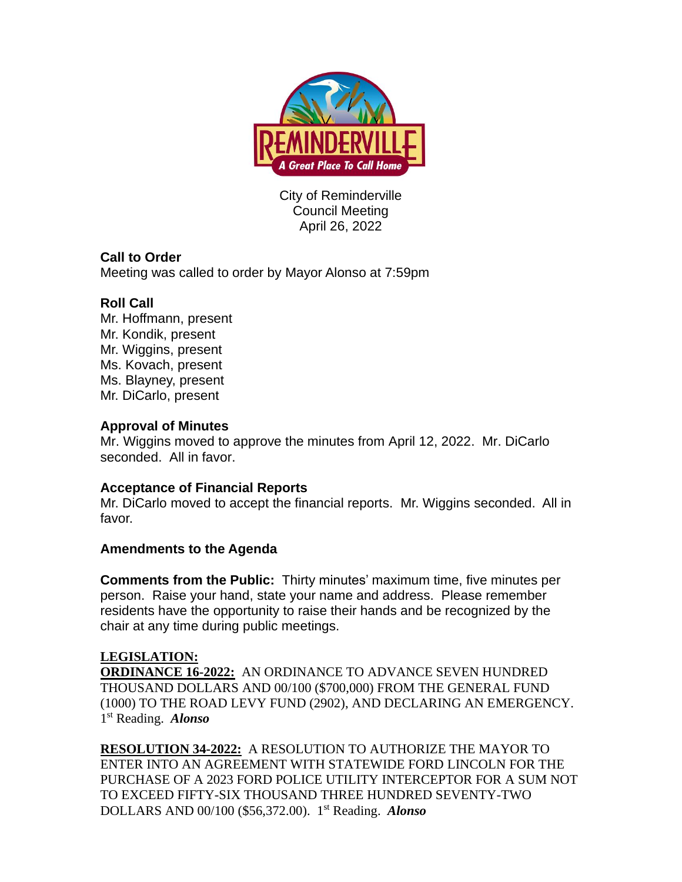City of Reminderville
Council Meeting
April 26, 2022

**Call to Order**
Meeting was called to order by Mayor Alonso at 7:59pm

**Roll Call**
Mr. Hoffmann, present
Mr. Kondik, present
Mr. Wiggins, present
Ms. Kovach, present
Ms. Blayney, present
Mr. DiCarlo, present

**Approval of Minutes**
Mr. Wiggins moved to approve the minutes from April 12, 2022. Mr. DiCarlo seconded. All in favor.

**Acceptance of Financial Reports**
Mr. DiCarlo moved to accept the financial reports. Mr. Wiggins seconded. All in favor.

**Amendments to the Agenda**

**Comments from the Public:** Thirty minutes' maximum time, five minutes per person. Raise your hand, state your name and address. Please remember residents have the opportunity to raise their hands and be recognized by the chair at any time during public meetings.

**LEGISLATION:**
**ORDINANCE 16-2022:** AN ORDINANCE TO ADVANCE SEVEN HUNDRED THOUSAND DOLLARS AND 00/100 ($700,000) FROM THE GENERAL FUND (1000) TO THE ROAD LEVY FUND (2902), AND DECLARING AN EMERGENCY. 1st Reading. ***Alonso***

**RESOLUTION 34-2022:** A RESOLUTION TO AUTHORIZE THE MAYOR TO ENTER INTO AN AGREEMENT WITH STATEWIDE FORD LINCOLN FOR THE PURCHASE OF A 2023 FORD POLICE UTILITY INTERCEPTOR FOR A SUM NOT TO EXCEED FIFTY-SIX THOUSAND THREE HUNDRED SEVENTY-TWO DOLLARS AND 00/100 ($56,372.00). 1st Reading. ***Alonso***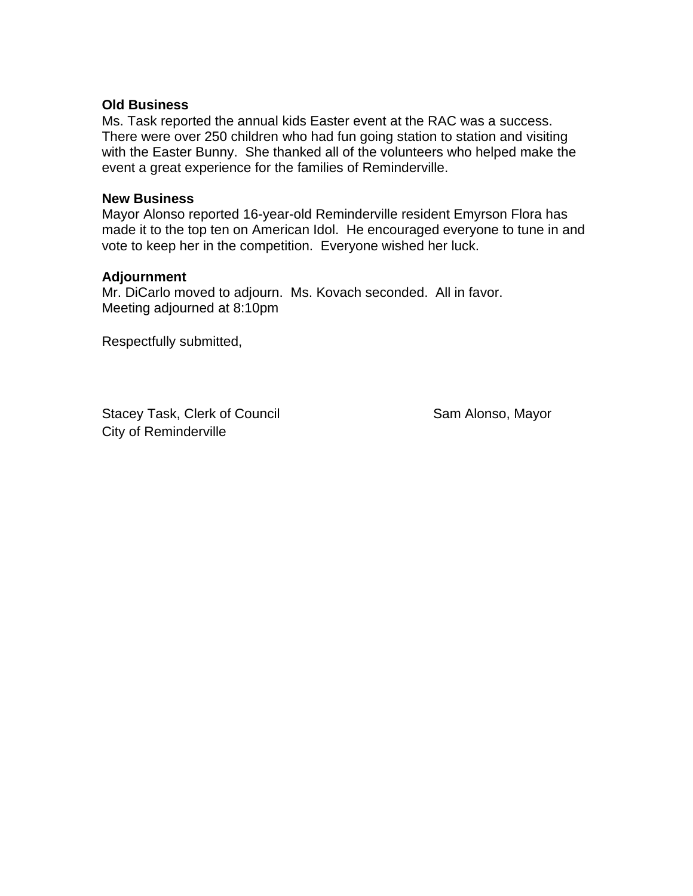**Old Business**

Ms. Task reported the annual kids Easter event at the RAC was a success. There were over 250 children who had fun going station to station and visiting with the Easter Bunny. She thanked all of the volunteers who helped make the event a great experience for the families of Reminderville.

**New Business**

Mayor Alonso reported 16-year-old Reminderville resident Emyrson Flora has made it to the top ten on American Idol. He encouraged everyone to tune in and vote to keep her in the competition. Everyone wished her luck.

**Adjournment**

Mr. DiCarlo moved to adjourn. Ms. Kovach seconded. All in favor.
Meeting adjourned at 8:10pm

Respectfully submitted,

Stacey Task, Clerk of Council
City of Reminderville

Sam Alonso, Mayor